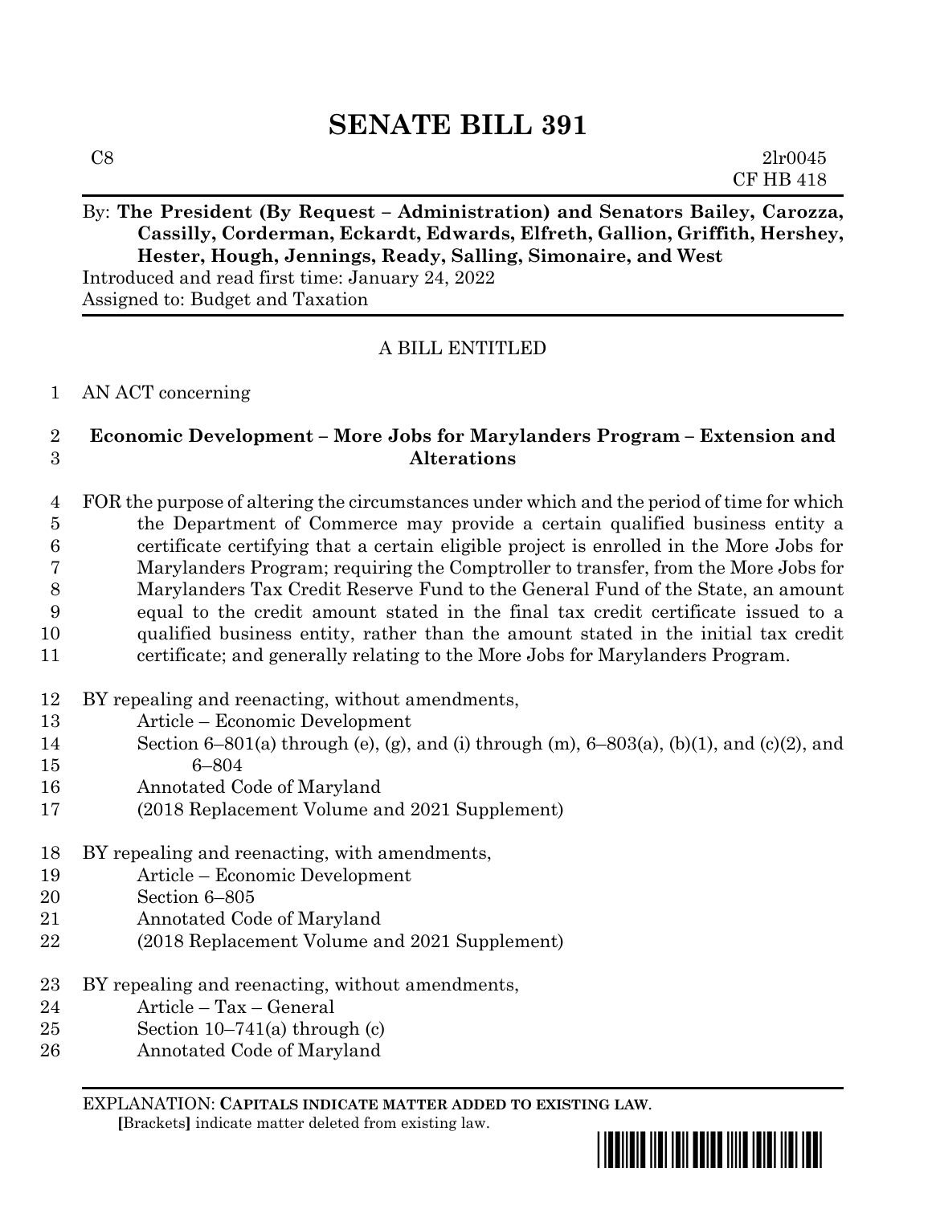# SENATE BILL 391

C8 2lr0045
CF HB 418

By: **The President (By Request – Administration) and Senators Bailey, Carozza, Cassilly, Corderman, Eckardt, Edwards, Elfreth, Gallion, Griffith, Hershey, Hester, Hough, Jennings, Ready, Salling, Simonaire, and West**

Introduced and read first time: January 24, 2022
Assigned to: Budget and Taxation

A BILL ENTITLED

1 AN ACT concerning

2 **Economic Development – More Jobs for Marylanders Program – Extension and**
3 **Alterations**

4 FOR the purpose of altering the circumstances under which and the period of time for which
5 the Department of Commerce may provide a certain qualified business entity a
6 certificate certifying that a certain eligible project is enrolled in the More Jobs for
7 Marylanders Program; requiring the Comptroller to transfer, from the More Jobs for
8 Marylanders Tax Credit Reserve Fund to the General Fund of the State, an amount
9 equal to the credit amount stated in the final tax credit certificate issued to a
10 qualified business entity, rather than the amount stated in the initial tax credit
11 certificate; and generally relating to the More Jobs for Marylanders Program.

12 BY repealing and reenacting, without amendments,
13 Article – Economic Development
14 Section 6–801(a) through (e), (g), and (i) through (m), 6–803(a), (b)(1), and (c)(2), and
15 6–804
16 Annotated Code of Maryland
17 (2018 Replacement Volume and 2021 Supplement)

18 BY repealing and reenacting, with amendments,
19 Article – Economic Development
20 Section 6–805
21 Annotated Code of Maryland
22 (2018 Replacement Volume and 2021 Supplement)

23 BY repealing and reenacting, without amendments,
24 Article – Tax – General
25 Section 10–741(a) through (c)
26 Annotated Code of Maryland

EXPLANATION: **CAPITALS INDICATE MATTER ADDED TO EXISTING LAW.**
[Brackets] indicate matter deleted from existing law.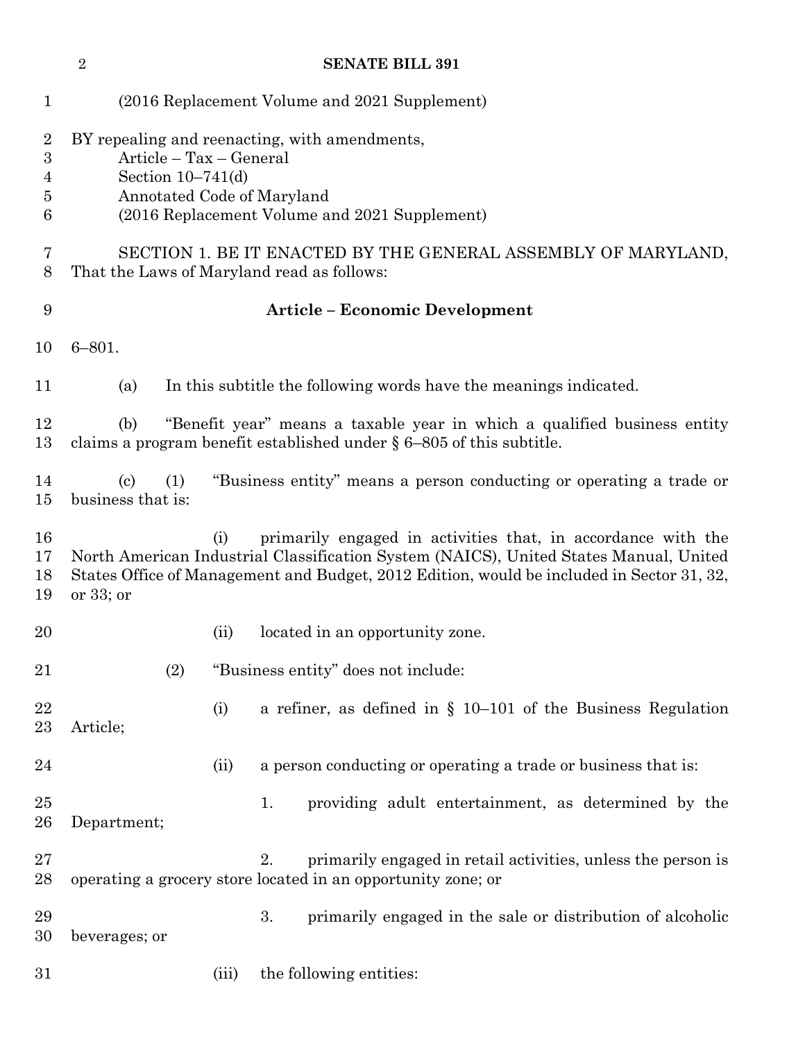(2016 Replacement Volume and 2021 Supplement)

BY repealing and reenacting, with amendments,
Article – Tax – General
Section 10–741(d)
Annotated Code of Maryland
(2016 Replacement Volume and 2021 Supplement)

SECTION 1. BE IT ENACTED BY THE GENERAL ASSEMBLY OF MARYLAND, That the Laws of Maryland read as follows:

**Article – Economic Development**

6–801.

(a) In this subtitle the following words have the meanings indicated.

(b) "Benefit year" means a taxable year in which a qualified business entity claims a program benefit established under § 6–805 of this subtitle.

(c) (1) "Business entity" means a person conducting or operating a trade or business that is:

(i) primarily engaged in activities that, in accordance with the North American Industrial Classification System (NAICS), United States Manual, United States Office of Management and Budget, 2012 Edition, would be included in Sector 31, 32, or 33; or

(ii) located in an opportunity zone.

(2) "Business entity" does not include:

(i) a refiner, as defined in § 10–101 of the Business Regulation Article;

(ii) a person conducting or operating a trade or business that is:

1. providing adult entertainment, as determined by the Department;

2. primarily engaged in retail activities, unless the person is operating a grocery store located in an opportunity zone; or

3. primarily engaged in the sale or distribution of alcoholic beverages; or

(iii) the following entities: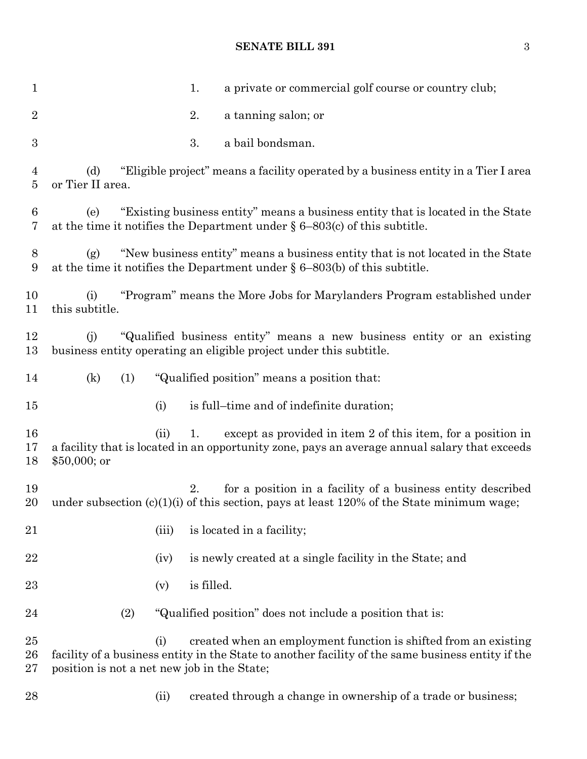1. a private or commercial golf course or country club;

2. a tanning salon; or

3. a bail bondsman.

(d) "Eligible project" means a facility operated by a business entity in a Tier I area or Tier II area.

(e) "Existing business entity" means a business entity that is located in the State at the time it notifies the Department under § 6–803(c) of this subtitle.

(g) "New business entity" means a business entity that is not located in the State at the time it notifies the Department under § 6–803(b) of this subtitle.

(i) "Program" means the More Jobs for Marylanders Program established under this subtitle.

(j) "Qualified business entity" means a new business entity or an existing business entity operating an eligible project under this subtitle.

(k) (1) "Qualified position" means a position that:

(i) is full–time and of indefinite duration;

(ii) 1. except as provided in item 2 of this item, for a position in a facility that is located in an opportunity zone, pays an average annual salary that exceeds $50,000; or

2. for a position in a facility of a business entity described under subsection (c)(1)(i) of this section, pays at least 120% of the State minimum wage;

(iii) is located in a facility;

(iv) is newly created at a single facility in the State; and

(v) is filled.

(2) "Qualified position" does not include a position that is:

(i) created when an employment function is shifted from an existing facility of a business entity in the State to another facility of the same business entity if the position is not a net new job in the State;

(ii) created through a change in ownership of a trade or business;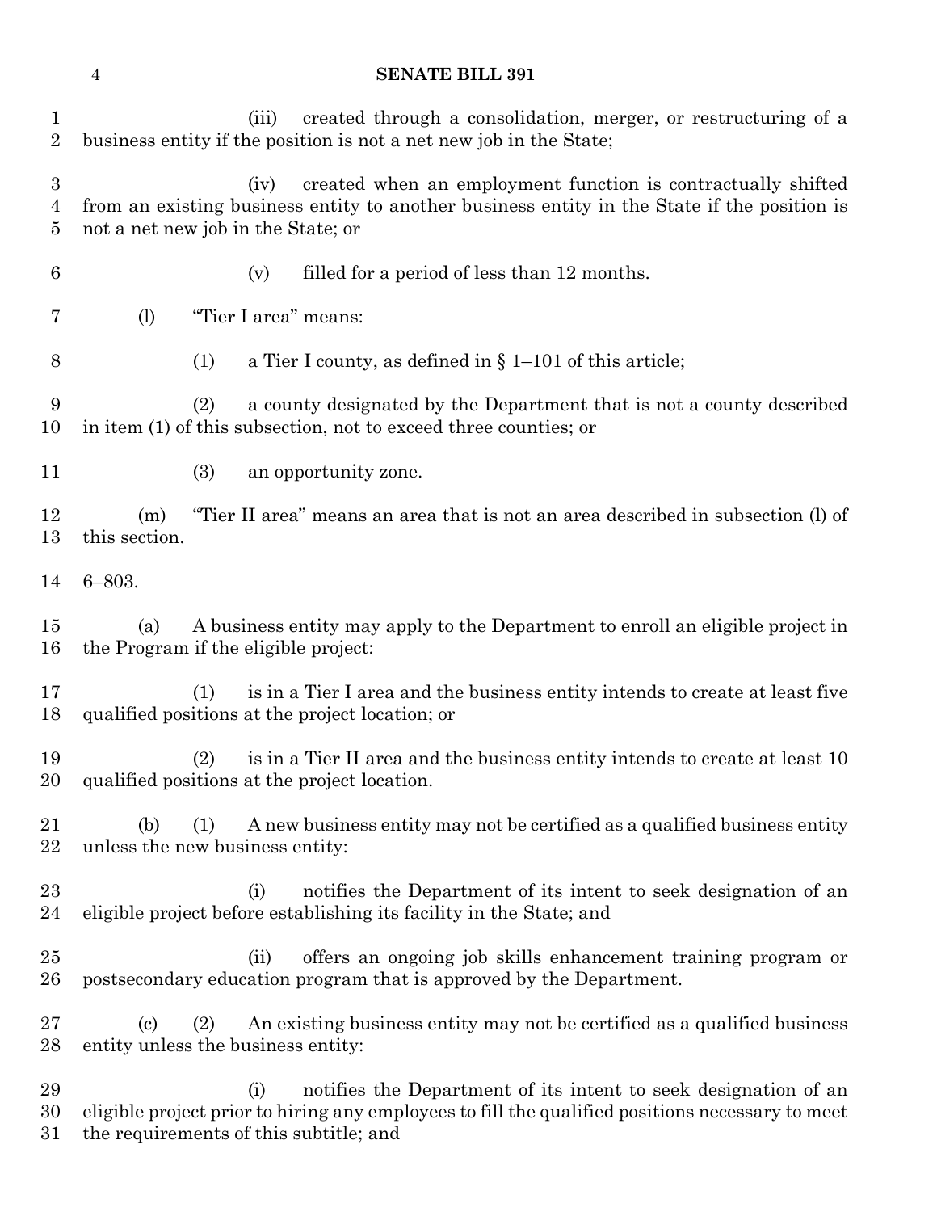(iii) created through a consolidation, merger, or restructuring of a business entity if the position is not a net new job in the State;

(iv) created when an employment function is contractually shifted from an existing business entity to another business entity in the State if the position is not a net new job in the State; or

(v) filled for a period of less than 12 months.

(l) "Tier I area" means:

(1) a Tier I county, as defined in § 1–101 of this article;

(2) a county designated by the Department that is not a county described in item (1) of this subsection, not to exceed three counties; or

(3) an opportunity zone.

(m) "Tier II area" means an area that is not an area described in subsection (l) of this section.

6–803.

(a) A business entity may apply to the Department to enroll an eligible project in the Program if the eligible project:

(1) is in a Tier I area and the business entity intends to create at least five qualified positions at the project location; or

(2) is in a Tier II area and the business entity intends to create at least 10 qualified positions at the project location.

(b) (1) A new business entity may not be certified as a qualified business entity unless the new business entity:

(i) notifies the Department of its intent to seek designation of an eligible project before establishing its facility in the State; and

(ii) offers an ongoing job skills enhancement training program or postsecondary education program that is approved by the Department.

(c) (2) An existing business entity may not be certified as a qualified business entity unless the business entity:

(i) notifies the Department of its intent to seek designation of an eligible project prior to hiring any employees to fill the qualified positions necessary to meet the requirements of this subtitle; and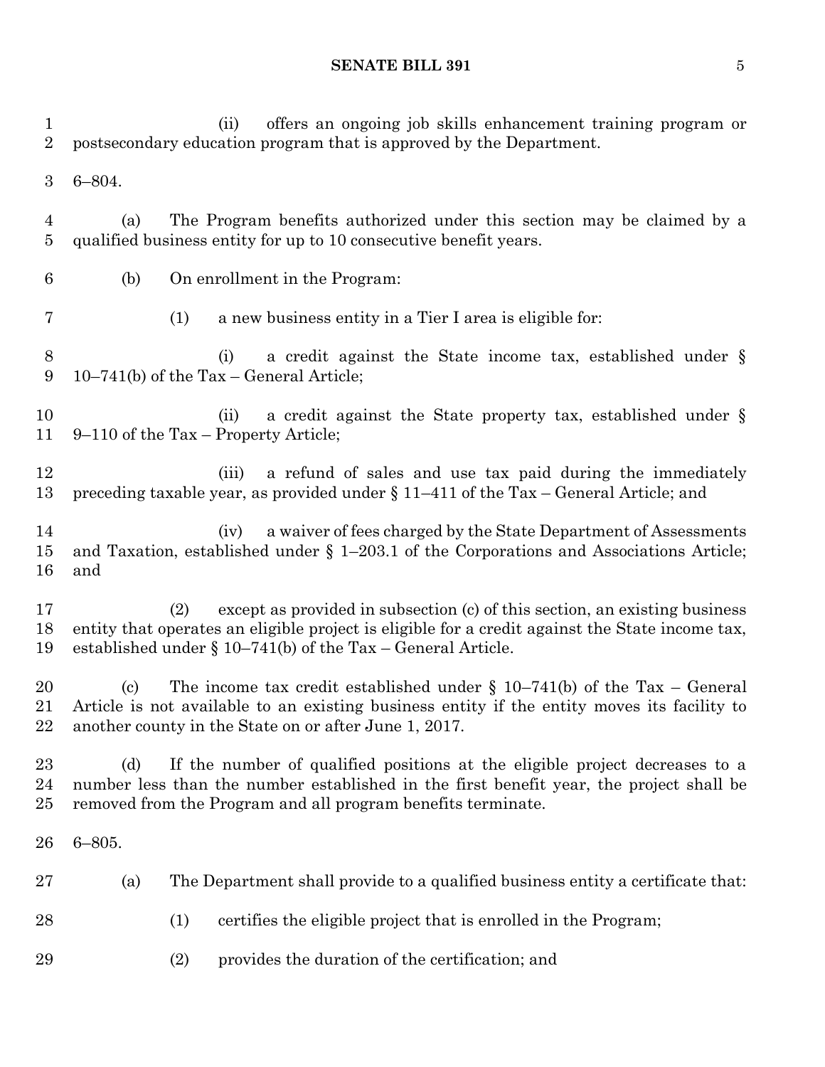(ii) offers an ongoing job skills enhancement training program or postsecondary education program that is approved by the Department.

6–804.

(a) The Program benefits authorized under this section may be claimed by a qualified business entity for up to 10 consecutive benefit years.

(b) On enrollment in the Program:

(1) a new business entity in a Tier I area is eligible for:

(i) a credit against the State income tax, established under § 10–741(b) of the Tax – General Article;

(ii) a credit against the State property tax, established under § 9–110 of the Tax – Property Article;

(iii) a refund of sales and use tax paid during the immediately preceding taxable year, as provided under § 11–411 of the Tax – General Article; and

(iv) a waiver of fees charged by the State Department of Assessments and Taxation, established under § 1–203.1 of the Corporations and Associations Article; and

(2) except as provided in subsection (c) of this section, an existing business entity that operates an eligible project is eligible for a credit against the State income tax, established under § 10–741(b) of the Tax – General Article.

(c) The income tax credit established under § 10–741(b) of the Tax – General Article is not available to an existing business entity if the entity moves its facility to another county in the State on or after June 1, 2017.

(d) If the number of qualified positions at the eligible project decreases to a number less than the number established in the first benefit year, the project shall be removed from the Program and all program benefits terminate.

6–805.

(a) The Department shall provide to a qualified business entity a certificate that:

(1) certifies the eligible project that is enrolled in the Program;

(2) provides the duration of the certification; and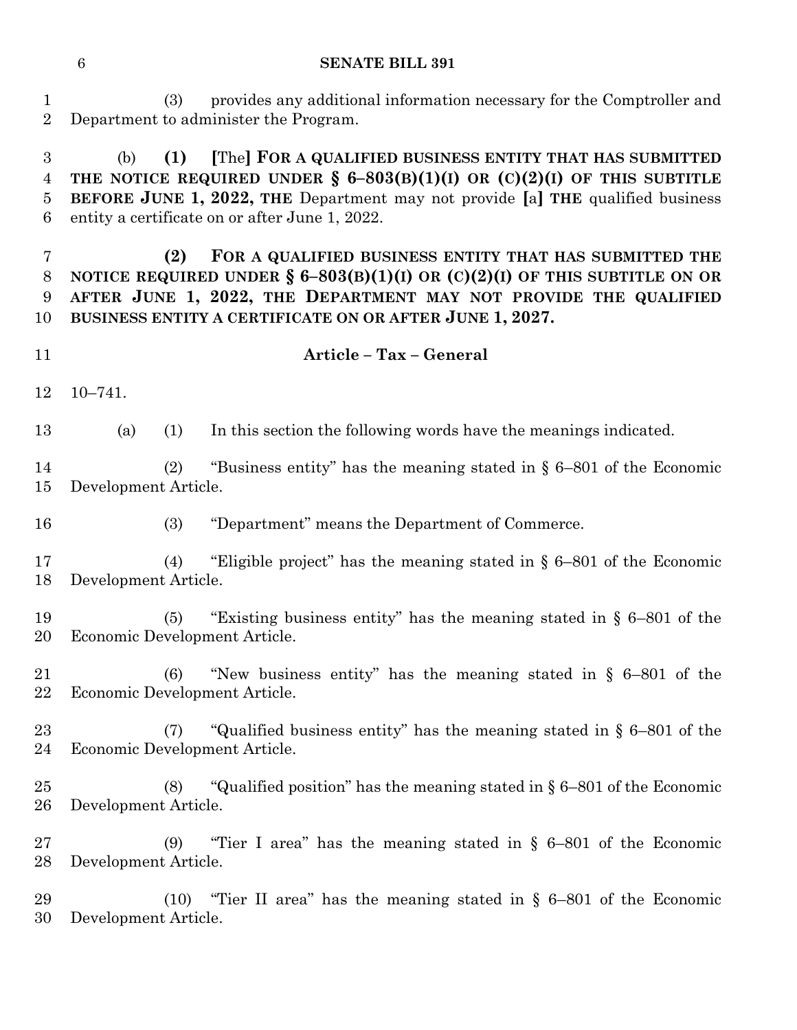(3) provides any additional information necessary for the Comptroller and Department to administer the Program.

(b) **(1)** **[**The**]** **FOR A QUALIFIED BUSINESS ENTITY THAT HAS SUBMITTED THE NOTICE REQUIRED UNDER § 6–803(B)(1)(I) OR (C)(2)(I) OF THIS SUBTITLE BEFORE JUNE 1, 2022, THE** Department may not provide **[**a**]** **THE** qualified business entity a certificate on or after June 1, 2022.

**(2) FOR A QUALIFIED BUSINESS ENTITY THAT HAS SUBMITTED THE NOTICE REQUIRED UNDER § 6–803(B)(1)(I) OR (C)(2)(I) OF THIS SUBTITLE ON OR AFTER JUNE 1, 2022, THE DEPARTMENT MAY NOT PROVIDE THE QUALIFIED BUSINESS ENTITY A CERTIFICATE ON OR AFTER JUNE 1, 2027.**

## Article – Tax – General

10–741.

(a) (1) In this section the following words have the meanings indicated.

(2) "Business entity" has the meaning stated in § 6–801 of the Economic Development Article.

(3) "Department" means the Department of Commerce.

(4) "Eligible project" has the meaning stated in § 6–801 of the Economic Development Article.

(5) "Existing business entity" has the meaning stated in § 6–801 of the Economic Development Article.

(6) "New business entity" has the meaning stated in § 6–801 of the Economic Development Article.

(7) "Qualified business entity" has the meaning stated in § 6–801 of the Economic Development Article.

(8) "Qualified position" has the meaning stated in § 6–801 of the Economic Development Article.

(9) "Tier I area" has the meaning stated in § 6–801 of the Economic Development Article.

(10) "Tier II area" has the meaning stated in § 6–801 of the Economic Development Article.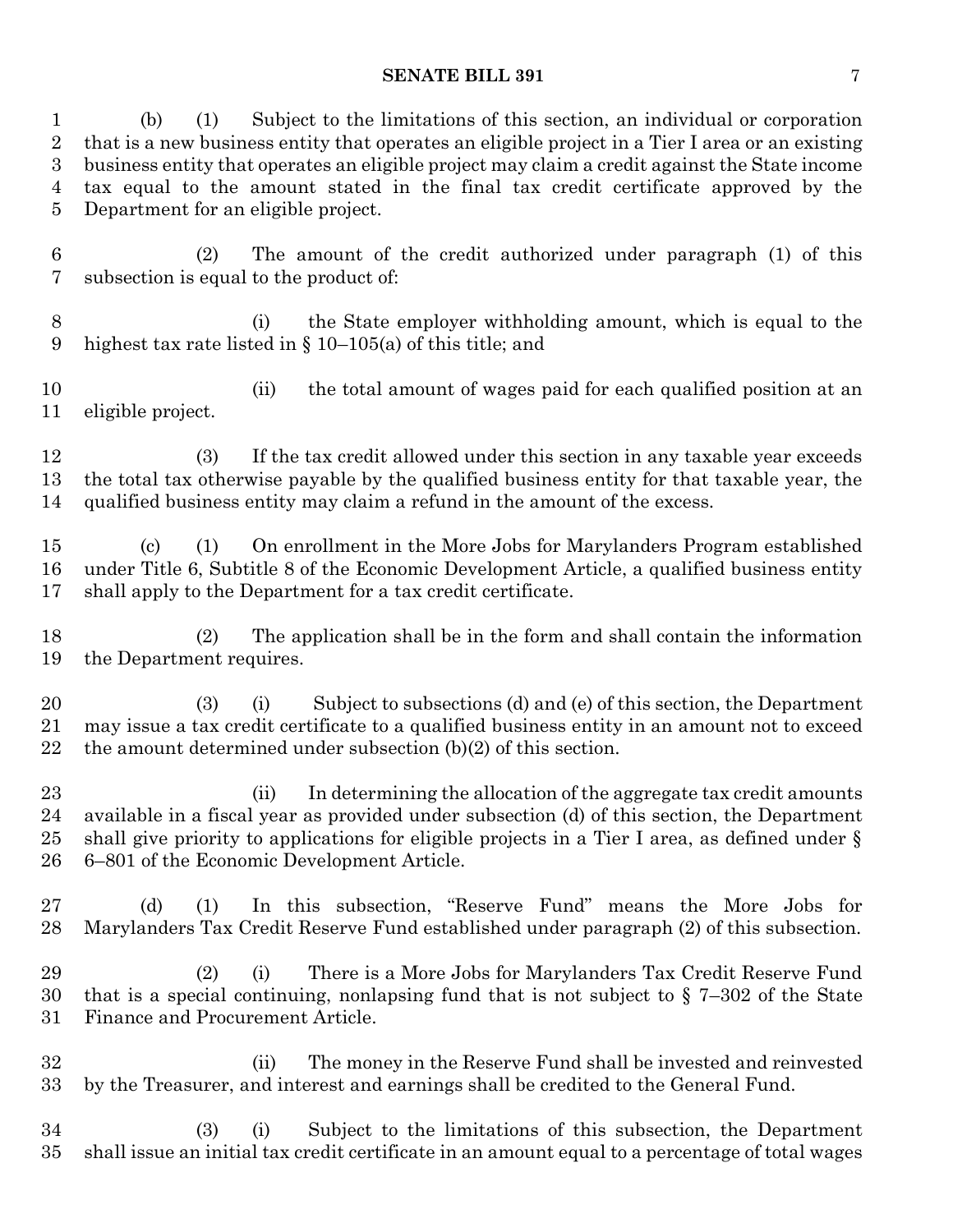(b) (1) Subject to the limitations of this section, an individual or corporation that is a new business entity that operates an eligible project in a Tier I area or an existing business entity that operates an eligible project may claim a credit against the State income tax equal to the amount stated in the final tax credit certificate approved by the Department for an eligible project.

(2) The amount of the credit authorized under paragraph (1) of this subsection is equal to the product of:

(i) the State employer withholding amount, which is equal to the highest tax rate listed in § 10–105(a) of this title; and

(ii) the total amount of wages paid for each qualified position at an eligible project.

(3) If the tax credit allowed under this section in any taxable year exceeds the total tax otherwise payable by the qualified business entity for that taxable year, the qualified business entity may claim a refund in the amount of the excess.

(c) (1) On enrollment in the More Jobs for Marylanders Program established under Title 6, Subtitle 8 of the Economic Development Article, a qualified business entity shall apply to the Department for a tax credit certificate.

(2) The application shall be in the form and shall contain the information the Department requires.

(3) (i) Subject to subsections (d) and (e) of this section, the Department may issue a tax credit certificate to a qualified business entity in an amount not to exceed the amount determined under subsection (b)(2) of this section.

(ii) In determining the allocation of the aggregate tax credit amounts available in a fiscal year as provided under subsection (d) of this section, the Department shall give priority to applications for eligible projects in a Tier I area, as defined under § 6–801 of the Economic Development Article.

(d) (1) In this subsection, "Reserve Fund" means the More Jobs for Marylanders Tax Credit Reserve Fund established under paragraph (2) of this subsection.

(2) (i) There is a More Jobs for Marylanders Tax Credit Reserve Fund that is a special continuing, nonlapsing fund that is not subject to § 7–302 of the State Finance and Procurement Article.

(ii) The money in the Reserve Fund shall be invested and reinvested by the Treasurer, and interest and earnings shall be credited to the General Fund.

(3) (i) Subject to the limitations of this subsection, the Department shall issue an initial tax credit certificate in an amount equal to a percentage of total wages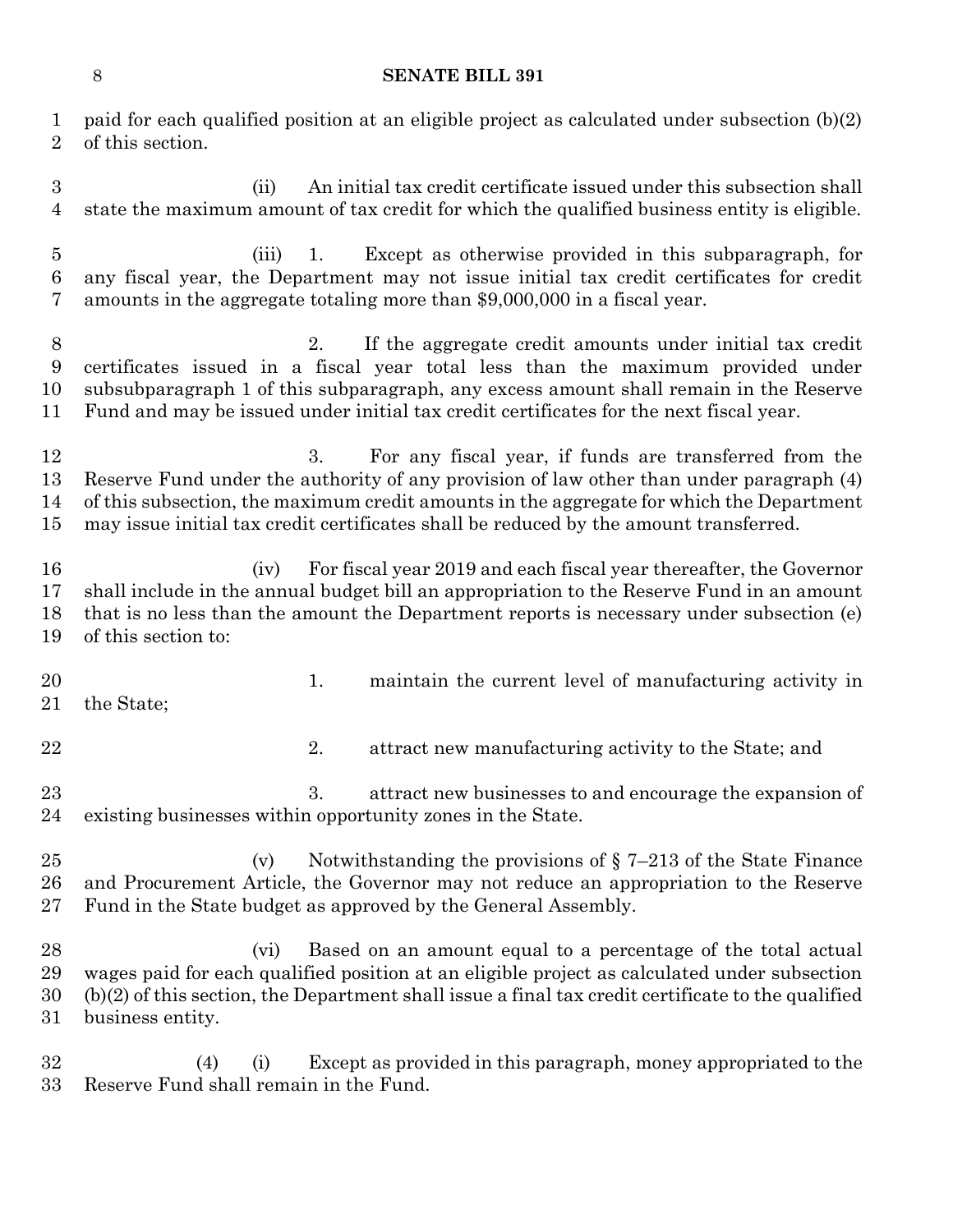paid for each qualified position at an eligible project as calculated under subsection (b)(2) of this section.

(ii) An initial tax credit certificate issued under this subsection shall state the maximum amount of tax credit for which the qualified business entity is eligible.

(iii) 1. Except as otherwise provided in this subparagraph, for any fiscal year, the Department may not issue initial tax credit certificates for credit amounts in the aggregate totaling more than $9,000,000 in a fiscal year.

2. If the aggregate credit amounts under initial tax credit certificates issued in a fiscal year total less than the maximum provided under subsubparagraph 1 of this subparagraph, any excess amount shall remain in the Reserve Fund and may be issued under initial tax credit certificates for the next fiscal year.

3. For any fiscal year, if funds are transferred from the Reserve Fund under the authority of any provision of law other than under paragraph (4) of this subsection, the maximum credit amounts in the aggregate for which the Department may issue initial tax credit certificates shall be reduced by the amount transferred.

(iv) For fiscal year 2019 and each fiscal year thereafter, the Governor shall include in the annual budget bill an appropriation to the Reserve Fund in an amount that is no less than the amount the Department reports is necessary under subsection (e) of this section to:

1. maintain the current level of manufacturing activity in the State;

2. attract new manufacturing activity to the State; and

3. attract new businesses to and encourage the expansion of existing businesses within opportunity zones in the State.

(v) Notwithstanding the provisions of § 7–213 of the State Finance and Procurement Article, the Governor may not reduce an appropriation to the Reserve Fund in the State budget as approved by the General Assembly.

(vi) Based on an amount equal to a percentage of the total actual wages paid for each qualified position at an eligible project as calculated under subsection (b)(2) of this section, the Department shall issue a final tax credit certificate to the qualified business entity.

(4) (i) Except as provided in this paragraph, money appropriated to the Reserve Fund shall remain in the Fund.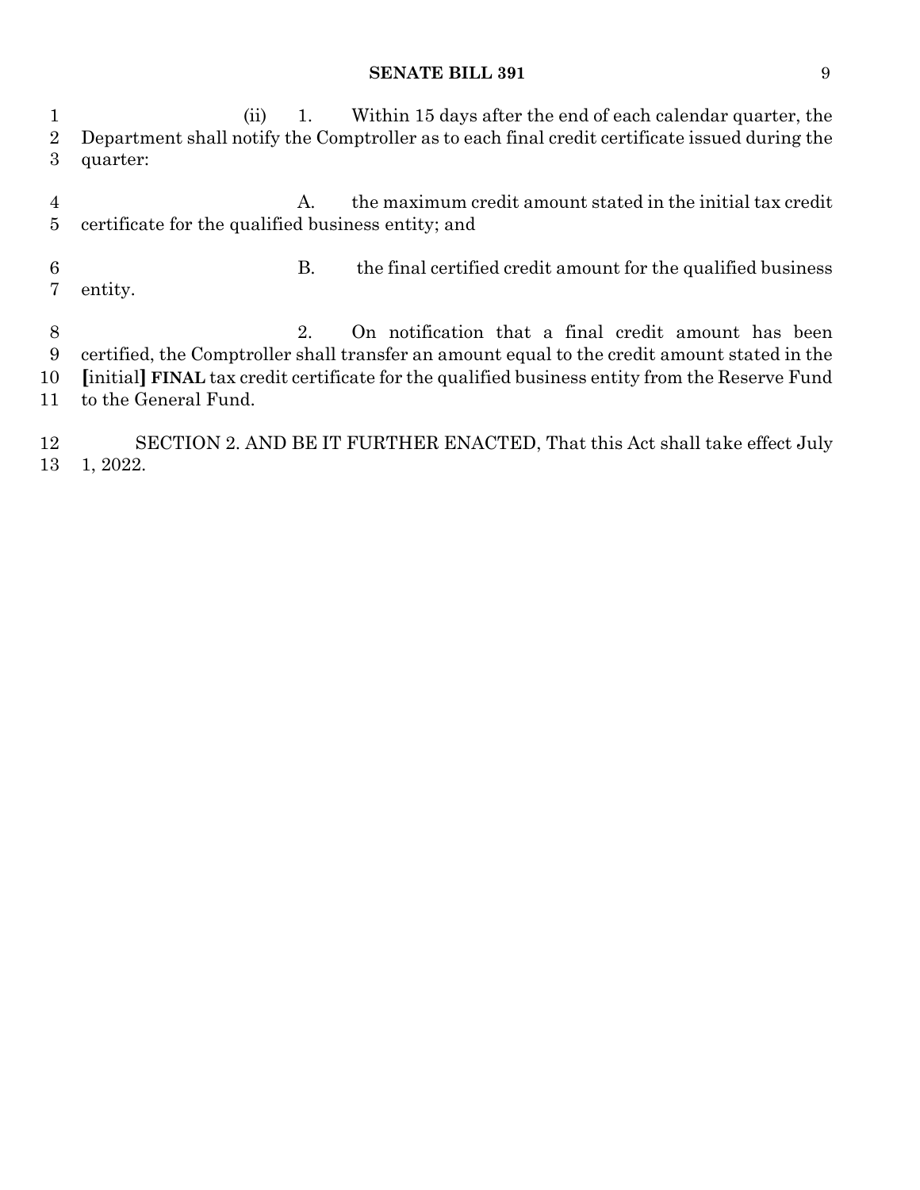(ii) 1. Within 15 days after the end of each calendar quarter, the Department shall notify the Comptroller as to each final credit certificate issued during the quarter:

A. the maximum credit amount stated in the initial tax credit certificate for the qualified business entity; and

B. the final certified credit amount for the qualified business entity.

2. On notification that a final credit amount has been certified, the Comptroller shall transfer an amount equal to the credit amount stated in the [initial] **FINAL** tax credit certificate for the qualified business entity from the Reserve Fund to the General Fund.

SECTION 2. AND BE IT FURTHER ENACTED, That this Act shall take effect July 1, 2022.